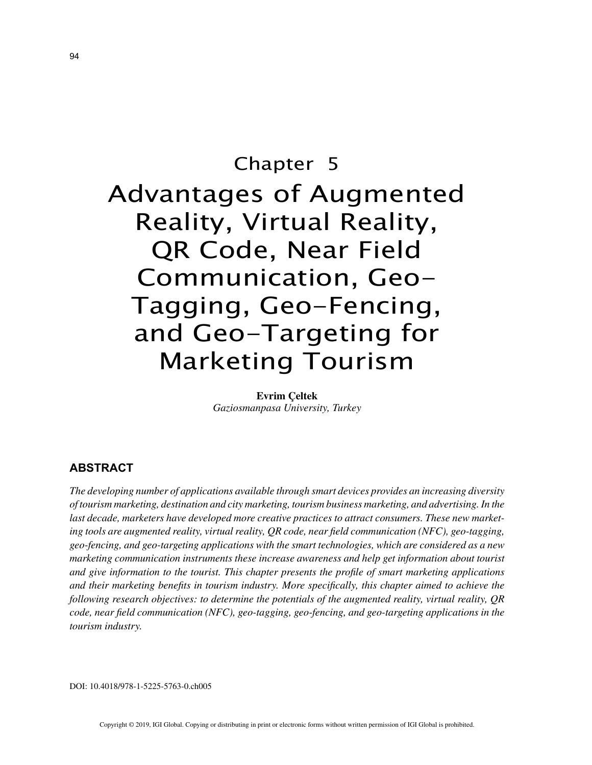# Chapter 5

# Advantages of Augmented Reality, Virtual Reality, QR Code, Near Field Communication, Geo-Tagging, Geo-Fencing, and Geo-Targeting for Marketing Tourism

**Evrim Çeltek**
*Gaziosmanpasa University, Turkey*

## ABSTRACT

*The developing number of applications available through smart devices provides an increasing diversity of tourism marketing, destination and city marketing, tourism business marketing, and advertising. In the last decade, marketers have developed more creative practices to attract consumers. These new marketing tools are augmented reality, virtual reality, QR code, near field communication (NFC), geo-tagging, geo-fencing, and geo-targeting applications with the smart technologies, which are considered as a new marketing communication instruments these increase awareness and help get information about tourist and give information to the tourist. This chapter presents the profile of smart marketing applications and their marketing benefits in tourism industry. More specifically, this chapter aimed to achieve the following research objectives: to determine the potentials of the augmented reality, virtual reality, QR code, near field communication (NFC), geo-tagging, geo-fencing, and geo-targeting applications in the tourism industry.*

DOI: 10.4018/978-1-5225-5763-0.ch005

Copyright © 2019, IGI Global. Copying or distributing in print or electronic forms without written permission of IGI Global is prohibited.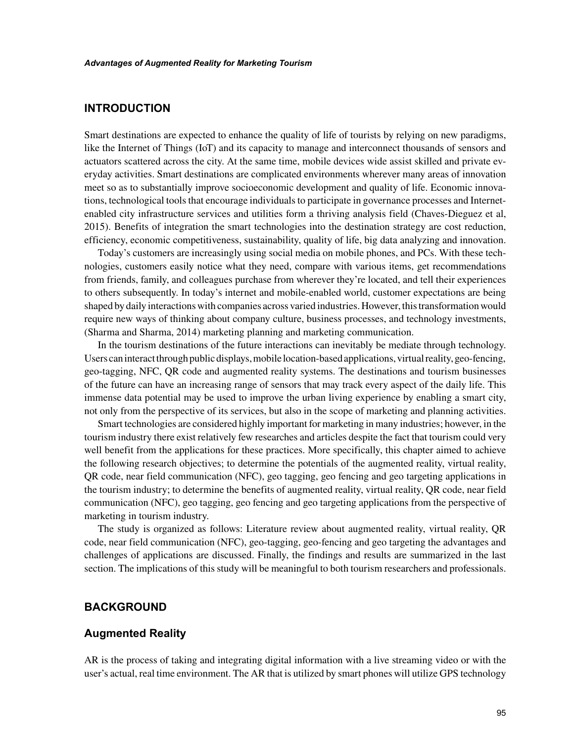## INTRODUCTION

Smart destinations are expected to enhance the quality of life of tourists by relying on new paradigms, like the Internet of Things (IoT) and its capacity to manage and interconnect thousands of sensors and actuators scattered across the city. At the same time, mobile devices wide assist skilled and private everyday activities. Smart destinations are complicated environments wherever many areas of innovation meet so as to substantially improve socioeconomic development and quality of life. Economic innovations, technological tools that encourage individuals to participate in governance processes and Internet-enabled city infrastructure services and utilities form a thriving analysis field (Chaves-Dieguez et al, 2015). Benefits of integration the smart technologies into the destination strategy are cost reduction, efficiency, economic competitiveness, sustainability, quality of life, big data analyzing and innovation.

Today's customers are increasingly using social media on mobile phones, and PCs. With these technologies, customers easily notice what they need, compare with various items, get recommendations from friends, family, and colleagues purchase from wherever they're located, and tell their experiences to others subsequently. In today's internet and mobile-enabled world, customer expectations are being shaped by daily interactions with companies across varied industries. However, this transformation would require new ways of thinking about company culture, business processes, and technology investments, (Sharma and Sharma, 2014) marketing planning and marketing communication.

In the tourism destinations of the future interactions can inevitably be mediate through technology. Users can interact through public displays, mobile location-based applications, virtual reality, geo-fencing, geo-tagging, NFC, QR code and augmented reality systems. The destinations and tourism businesses of the future can have an increasing range of sensors that may track every aspect of the daily life. This immense data potential may be used to improve the urban living experience by enabling a smart city, not only from the perspective of its services, but also in the scope of marketing and planning activities.

Smart technologies are considered highly important for marketing in many industries; however, in the tourism industry there exist relatively few researches and articles despite the fact that tourism could very well benefit from the applications for these practices. More specifically, this chapter aimed to achieve the following research objectives; to determine the potentials of the augmented reality, virtual reality, QR code, near field communication (NFC), geo tagging, geo fencing and geo targeting applications in the tourism industry; to determine the benefits of augmented reality, virtual reality, QR code, near field communication (NFC), geo tagging, geo fencing and geo targeting applications from the perspective of marketing in tourism industry.

The study is organized as follows: Literature review about augmented reality, virtual reality, QR code, near field communication (NFC), geo-tagging, geo-fencing and geo targeting the advantages and challenges of applications are discussed. Finally, the findings and results are summarized in the last section. The implications of this study will be meaningful to both tourism researchers and professionals.

## BACKGROUND

### Augmented Reality

AR is the process of taking and integrating digital information with a live streaming video or with the user's actual, real time environment. The AR that is utilized by smart phones will utilize GPS technology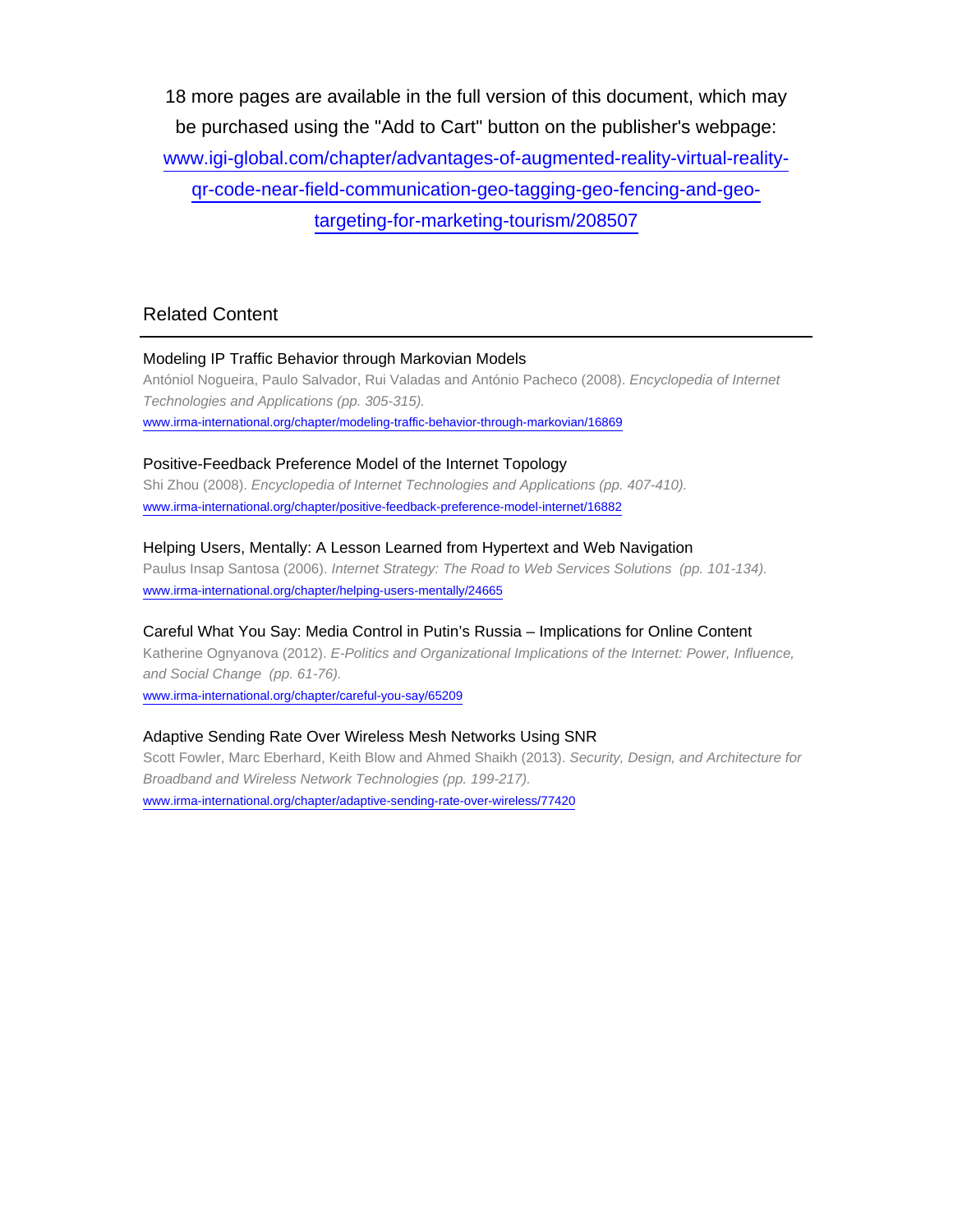18 more pages are available in the full version of this document, which may be purchased using the "Add to Cart" button on the publisher's webpage: www.igi-global.com/chapter/advantages-of-augmented-reality-virtual-reality-qr-code-near-field-communication-geo-tagging-geo-fencing-and-geo-targeting-for-marketing-tourism/208507

## Related Content

Modeling IP Traffic Behavior through Markovian Models
Antóniol Nogueira, Paulo Salvador, Rui Valadas and António Pacheco (2008). *Encyclopedia of Internet Technologies and Applications (pp. 305-315).*
www.irma-international.org/chapter/modeling-traffic-behavior-through-markovian/16869

Positive-Feedback Preference Model of the Internet Topology
Shi Zhou (2008). *Encyclopedia of Internet Technologies and Applications (pp. 407-410).*
www.irma-international.org/chapter/positive-feedback-preference-model-internet/16882

Helping Users, Mentally: A Lesson Learned from Hypertext and Web Navigation
Paulus Insap Santosa (2006). *Internet Strategy: The Road to Web Services Solutions (pp. 101-134).*
www.irma-international.org/chapter/helping-users-mentally/24665

Careful What You Say: Media Control in Putin's Russia – Implications for Online Content
Katherine Ognyanova (2012). *E-Politics and Organizational Implications of the Internet: Power, Influence, and Social Change (pp. 61-76).*
www.irma-international.org/chapter/careful-you-say/65209

Adaptive Sending Rate Over Wireless Mesh Networks Using SNR
Scott Fowler, Marc Eberhard, Keith Blow and Ahmed Shaikh (2013). *Security, Design, and Architecture for Broadband and Wireless Network Technologies (pp. 199-217).*
www.irma-international.org/chapter/adaptive-sending-rate-over-wireless/77420